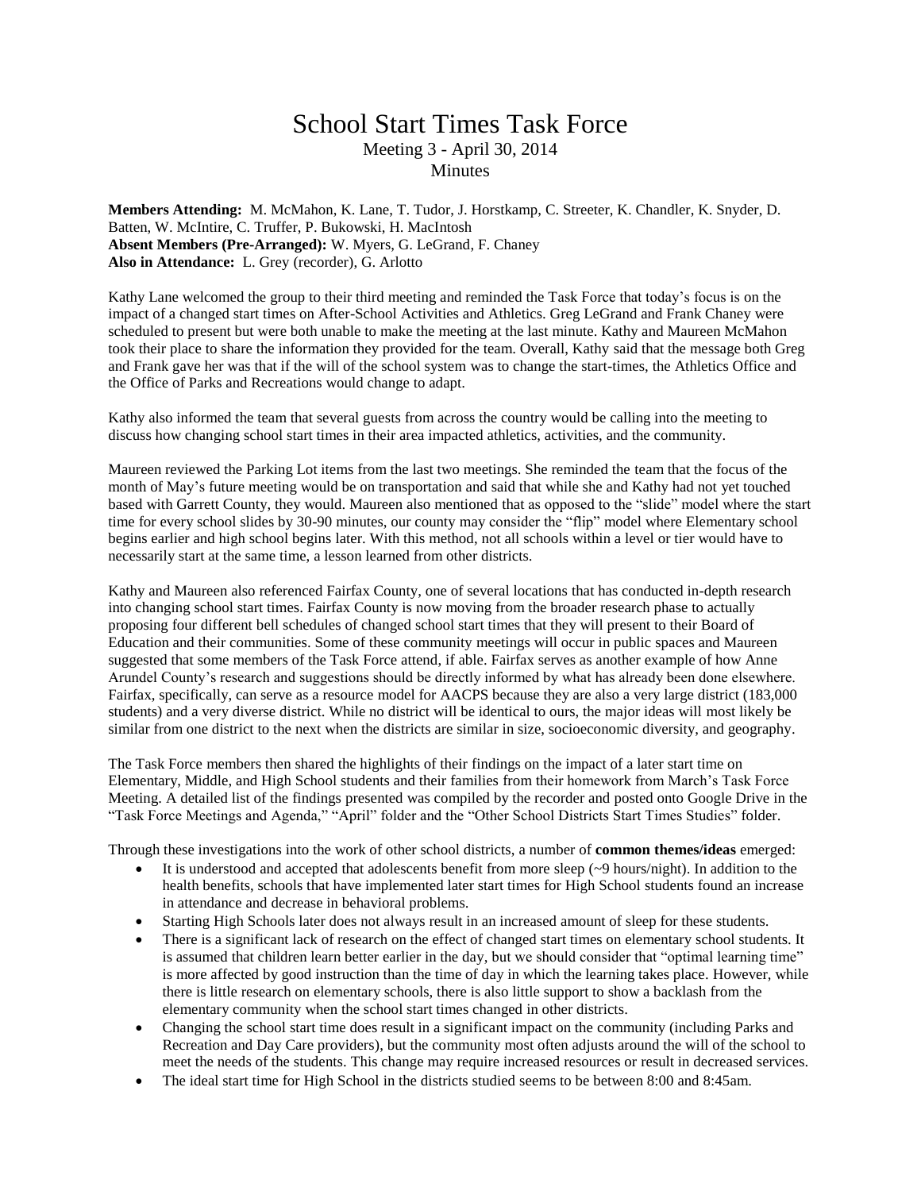# School Start Times Task Force

Meeting 3 - April 30, 2014

Minutes

**Members Attending:** M. McMahon, K. Lane, T. Tudor, J. Horstkamp, C. Streeter, K. Chandler, K. Snyder, D. Batten, W. McIntire, C. Truffer, P. Bukowski, H. MacIntosh
**Absent Members (Pre-Arranged):** W. Myers, G. LeGrand, F. Chaney
**Also in Attendance:** L. Grey (recorder), G. Arlotto

Kathy Lane welcomed the group to their third meeting and reminded the Task Force that today's focus is on the impact of a changed start times on After-School Activities and Athletics. Greg LeGrand and Frank Chaney were scheduled to present but were both unable to make the meeting at the last minute. Kathy and Maureen McMahon took their place to share the information they provided for the team. Overall, Kathy said that the message both Greg and Frank gave her was that if the will of the school system was to change the start-times, the Athletics Office and the Office of Parks and Recreations would change to adapt.

Kathy also informed the team that several guests from across the country would be calling into the meeting to discuss how changing school start times in their area impacted athletics, activities, and the community.

Maureen reviewed the Parking Lot items from the last two meetings. She reminded the team that the focus of the month of May's future meeting would be on transportation and said that while she and Kathy had not yet touched based with Garrett County, they would. Maureen also mentioned that as opposed to the "slide" model where the start time for every school slides by 30-90 minutes, our county may consider the "flip" model where Elementary school begins earlier and high school begins later. With this method, not all schools within a level or tier would have to necessarily start at the same time, a lesson learned from other districts.

Kathy and Maureen also referenced Fairfax County, one of several locations that has conducted in-depth research into changing school start times. Fairfax County is now moving from the broader research phase to actually proposing four different bell schedules of changed school start times that they will present to their Board of Education and their communities. Some of these community meetings will occur in public spaces and Maureen suggested that some members of the Task Force attend, if able. Fairfax serves as another example of how Anne Arundel County's research and suggestions should be directly informed by what has already been done elsewhere. Fairfax, specifically, can serve as a resource model for AACPS because they are also a very large district (183,000 students) and a very diverse district. While no district will be identical to ours, the major ideas will most likely be similar from one district to the next when the districts are similar in size, socioeconomic diversity, and geography.

The Task Force members then shared the highlights of their findings on the impact of a later start time on Elementary, Middle, and High School students and their families from their homework from March's Task Force Meeting. A detailed list of the findings presented was compiled by the recorder and posted onto Google Drive in the "Task Force Meetings and Agenda," "April" folder and the "Other School Districts Start Times Studies" folder.

Through these investigations into the work of other school districts, a number of **common themes/ideas** emerged:

- It is understood and accepted that adolescents benefit from more sleep (~9 hours/night). In addition to the health benefits, schools that have implemented later start times for High School students found an increase in attendance and decrease in behavioral problems.
- Starting High Schools later does not always result in an increased amount of sleep for these students.
- There is a significant lack of research on the effect of changed start times on elementary school students. It is assumed that children learn better earlier in the day, but we should consider that "optimal learning time" is more affected by good instruction than the time of day in which the learning takes place. However, while there is little research on elementary schools, there is also little support to show a backlash from the elementary community when the school start times changed in other districts.
- Changing the school start time does result in a significant impact on the community (including Parks and Recreation and Day Care providers), but the community most often adjusts around the will of the school to meet the needs of the students. This change may require increased resources or result in decreased services.
- The ideal start time for High School in the districts studied seems to be between 8:00 and 8:45am.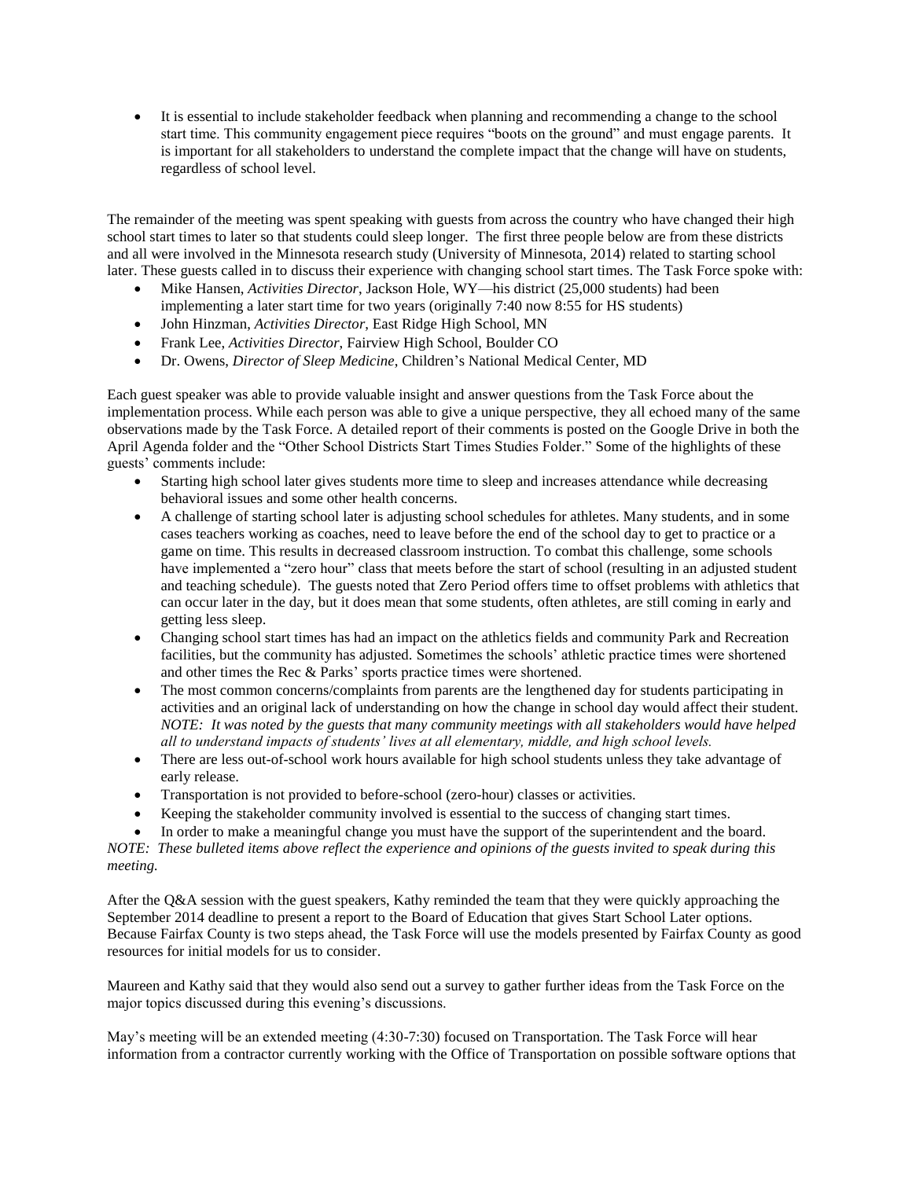- It is essential to include stakeholder feedback when planning and recommending a change to the school start time. This community engagement piece requires "boots on the ground" and must engage parents. It is important for all stakeholders to understand the complete impact that the change will have on students, regardless of school level.

The remainder of the meeting was spent speaking with guests from across the country who have changed their high school start times to later so that students could sleep longer. The first three people below are from these districts and all were involved in the Minnesota research study (University of Minnesota, 2014) related to starting school later. These guests called in to discuss their experience with changing school start times. The Task Force spoke with:

- Mike Hansen, *Activities Director*, Jackson Hole, WY—his district (25,000 students) had been implementing a later start time for two years (originally 7:40 now 8:55 for HS students)
- John Hinzman, *Activities Director*, East Ridge High School, MN
- Frank Lee, *Activities Director*, Fairview High School, Boulder CO
- Dr. Owens, *Director of Sleep Medicine*, Children's National Medical Center, MD

Each guest speaker was able to provide valuable insight and answer questions from the Task Force about the implementation process. While each person was able to give a unique perspective, they all echoed many of the same observations made by the Task Force. A detailed report of their comments is posted on the Google Drive in both the April Agenda folder and the "Other School Districts Start Times Studies Folder." Some of the highlights of these guests' comments include:

- Starting high school later gives students more time to sleep and increases attendance while decreasing behavioral issues and some other health concerns.
- A challenge of starting school later is adjusting school schedules for athletes. Many students, and in some cases teachers working as coaches, need to leave before the end of the school day to get to practice or a game on time. This results in decreased classroom instruction. To combat this challenge, some schools have implemented a "zero hour" class that meets before the start of school (resulting in an adjusted student and teaching schedule). The guests noted that Zero Period offers time to offset problems with athletics that can occur later in the day, but it does mean that some students, often athletes, are still coming in early and getting less sleep.
- Changing school start times has had an impact on the athletics fields and community Park and Recreation facilities, but the community has adjusted. Sometimes the schools' athletic practice times were shortened and other times the Rec & Parks' sports practice times were shortened.
- The most common concerns/complaints from parents are the lengthened day for students participating in activities and an original lack of understanding on how the change in school day would affect their student. *NOTE: It was noted by the guests that many community meetings with all stakeholders would have helped all to understand impacts of students' lives at all elementary, middle, and high school levels.*
- There are less out-of-school work hours available for high school students unless they take advantage of early release.
- Transportation is not provided to before-school (zero-hour) classes or activities.
- Keeping the stakeholder community involved is essential to the success of changing start times.
- In order to make a meaningful change you must have the support of the superintendent and the board.

*NOTE: These bulleted items above reflect the experience and opinions of the guests invited to speak during this meeting.*

After the Q&A session with the guest speakers, Kathy reminded the team that they were quickly approaching the September 2014 deadline to present a report to the Board of Education that gives Start School Later options. Because Fairfax County is two steps ahead, the Task Force will use the models presented by Fairfax County as good resources for initial models for us to consider.

Maureen and Kathy said that they would also send out a survey to gather further ideas from the Task Force on the major topics discussed during this evening's discussions.

May's meeting will be an extended meeting (4:30-7:30) focused on Transportation. The Task Force will hear information from a contractor currently working with the Office of Transportation on possible software options that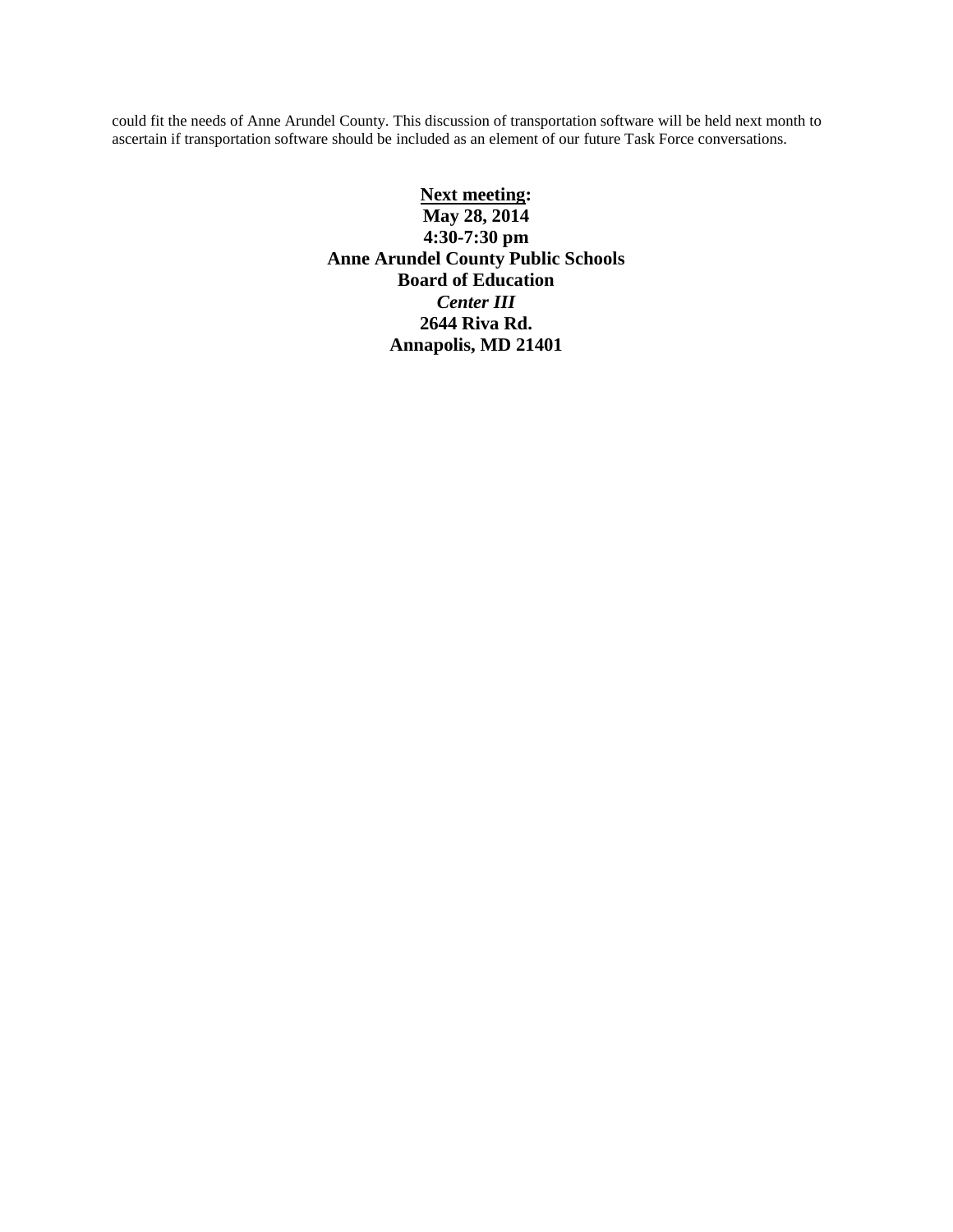could fit the needs of Anne Arundel County. This discussion of transportation software will be held next month to ascertain if transportation software should be included as an element of our future Task Force conversations.

**<u>Next meeting</u>:**
**May 28, 2014**
**4:30-7:30 pm**
**Anne Arundel County Public Schools**
**Board of Education**
***Center III***
**2644 Riva Rd.**
**Annapolis, MD 21401**